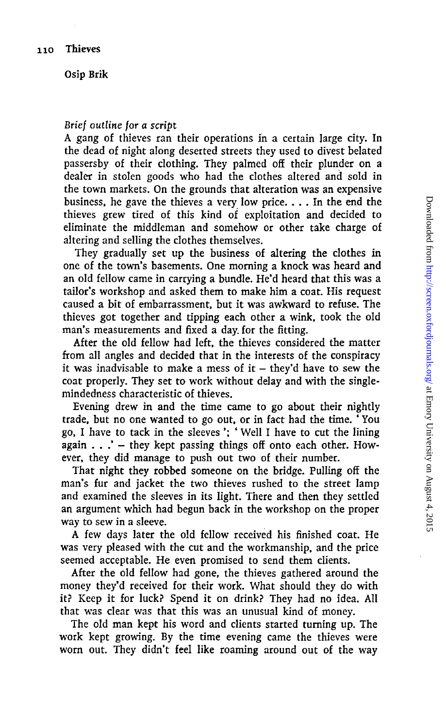Osip Brik

*Brief outline for a script*

A gang of thieves ran their operations in a certain large city. In the dead of night along deserted streets they used to divest belated passersby of their clothing. They palmed off their plunder on a dealer in stolen goods who had the clothes altered and sold in the town markets. On the grounds that alteration was an expensive business, he gave the thieves a very low price. . . . In the end the thieves grew tired of this kind of exploitation and decided to eliminate the middleman and somehow or other take charge of altering and selling the clothes themselves.

They gradually set up the business of altering the clothes in one of the town's basements. One morning a knock was heard and an old fellow came in carrying a bundle. He'd heard that this was a tailor's workshop and asked them to make him a coat. His request caused a bit of embarrassment, but it was awkward to refuse. The thieves got together and tipping each other a wink, took the old man's measurements and fixed a day for the fitting.

After the old fellow had left, the thieves considered the matter from all angles and decided that in the interests of the conspiracy it was inadvisable to make a mess of it – they'd have to sew the coat properly. They set to work without delay and with the single-mindedness characteristic of thieves.

Evening drew in and the time came to go about their nightly trade, but no one wanted to go out, or in fact had the time. 'You go, I have to tack in the sleeves'; 'Well I have to cut the lining again . . .' – they kept passing things off onto each other. However, they did manage to push out two of their number.

That night they robbed someone on the bridge. Pulling off the man's fur and jacket the two thieves rushed to the street lamp and examined the sleeves in its light. There and then they settled an argument which had begun back in the workshop on the proper way to sew in a sleeve.

A few days later the old fellow received his finished coat. He was very pleased with the cut and the workmanship, and the price seemed acceptable. He even promised to send them clients.

After the old fellow had gone, the thieves gathered around the money they'd received for their work. What should they do with it? Keep it for luck? Spend it on drink? They had no idea. All that was clear was that this was an unusual kind of money.

The old man kept his word and clients started turning up. The work kept growing. By the time evening came the thieves were worn out. They didn't feel like roaming around out of the way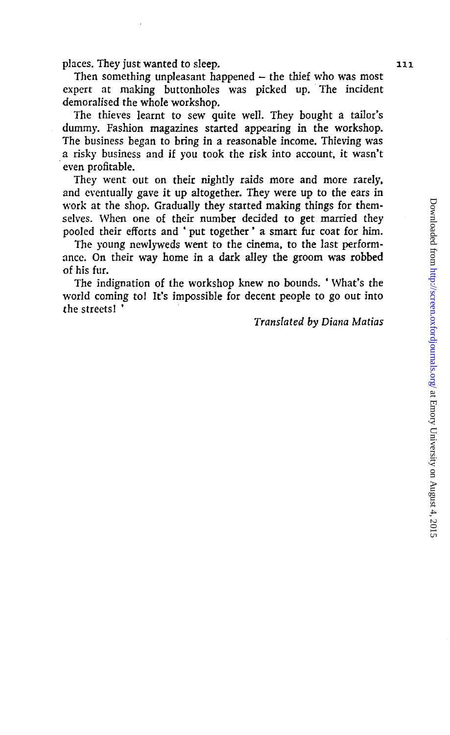places. They just wanted to sleep.

Then something unpleasant happened – the thief who was most expert at making buttonholes was picked up. The incident demoralised the whole workshop.

The thieves learnt to sew quite well. They bought a tailor's dummy. Fashion magazines started appearing in the workshop. The business began to bring in a reasonable income. Thieving was a risky business and if you took the risk into account, it wasn't even profitable.

They went out on their nightly raids more and more rarely, and eventually gave it up altogether. They were up to the ears in work at the shop. Gradually they started making things for themselves. When one of their number decided to get married they pooled their efforts and 'put together' a smart fur coat for him.

The young newlyweds went to the cinema, to the last performance. On their way home in a dark alley the groom was robbed of his fur.

The indignation of the workshop knew no bounds. 'What's the world coming to! It's impossible for decent people to go out into the streets!'

*Translated by Diana Matias*